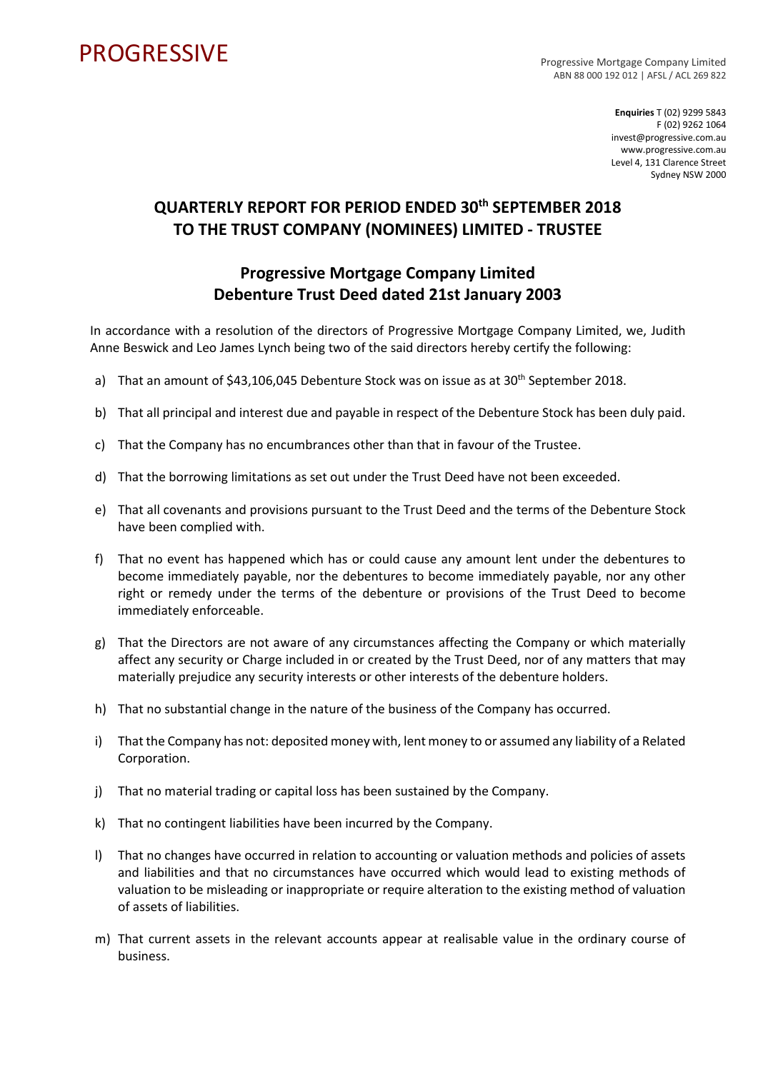PROGRESSIVE

Progressive Mortgage Company Limited
ABN 88 000 192 012 | AFSL / ACL 269 822

**Enquiries** T (02) 9299 5843
F (02) 9262 1064
invest@progressive.com.au
www.progressive.com.au
Level 4, 131 Clarence Street
Sydney NSW 2000

# QUARTERLY REPORT FOR PERIOD ENDED 30th SEPTEMBER 2018 TO THE TRUST COMPANY (NOMINEES) LIMITED - TRUSTEE

## Progressive Mortgage Company Limited Debenture Trust Deed dated 21st January 2003

In accordance with a resolution of the directors of Progressive Mortgage Company Limited, we, Judith Anne Beswick and Leo James Lynch being two of the said directors hereby certify the following:

a) That an amount of $43,106,045 Debenture Stock was on issue as at 30th September 2018.

b) That all principal and interest due and payable in respect of the Debenture Stock has been duly paid.

c) That the Company has no encumbrances other than that in favour of the Trustee.

d) That the borrowing limitations as set out under the Trust Deed have not been exceeded.

e) That all covenants and provisions pursuant to the Trust Deed and the terms of the Debenture Stock have been complied with.

f) That no event has happened which has or could cause any amount lent under the debentures to become immediately payable, nor the debentures to become immediately payable, nor any other right or remedy under the terms of the debenture or provisions of the Trust Deed to become immediately enforceable.

g) That the Directors are not aware of any circumstances affecting the Company or which materially affect any security or Charge included in or created by the Trust Deed, nor of any matters that may materially prejudice any security interests or other interests of the debenture holders.

h) That no substantial change in the nature of the business of the Company has occurred.

i) That the Company has not: deposited money with, lent money to or assumed any liability of a Related Corporation.

j) That no material trading or capital loss has been sustained by the Company.

k) That no contingent liabilities have been incurred by the Company.

l) That no changes have occurred in relation to accounting or valuation methods and policies of assets and liabilities and that no circumstances have occurred which would lead to existing methods of valuation to be misleading or inappropriate or require alteration to the existing method of valuation of assets of liabilities.

m) That current assets in the relevant accounts appear at realisable value in the ordinary course of business.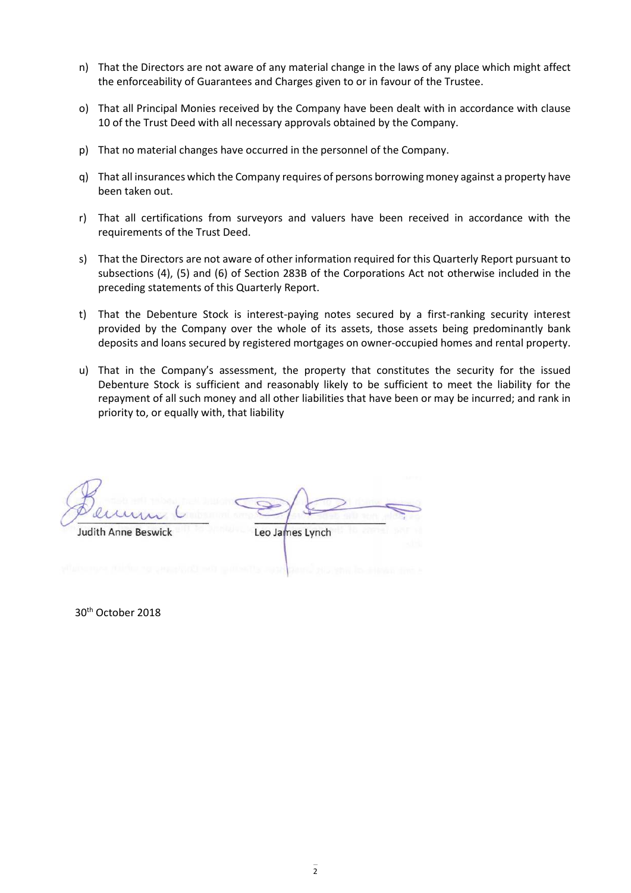n) That the Directors are not aware of any material change in the laws of any place which might affect the enforceability of Guarantees and Charges given to or in favour of the Trustee.

o) That all Principal Monies received by the Company have been dealt with in accordance with clause 10 of the Trust Deed with all necessary approvals obtained by the Company.

p) That no material changes have occurred in the personnel of the Company.

q) That all insurances which the Company requires of persons borrowing money against a property have been taken out.

r) That all certifications from surveyors and valuers have been received in accordance with the requirements of the Trust Deed.

s) That the Directors are not aware of other information required for this Quarterly Report pursuant to subsections (4), (5) and (6) of Section 283B of the Corporations Act not otherwise included in the preceding statements of this Quarterly Report.

t) That the Debenture Stock is interest-paying notes secured by a first-ranking security interest provided by the Company over the whole of its assets, those assets being predominantly bank deposits and loans secured by registered mortgages on owner-occupied homes and rental property.

u) That in the Company's assessment, the property that constitutes the security for the issued Debenture Stock is sufficient and reasonably likely to be sufficient to meet the liability for the repayment of all such money and all other liabilities that have been or may be incurred; and rank in priority to, or equally with, that liability

Judith Anne Beswick

Leo James Lynch

30th October 2018